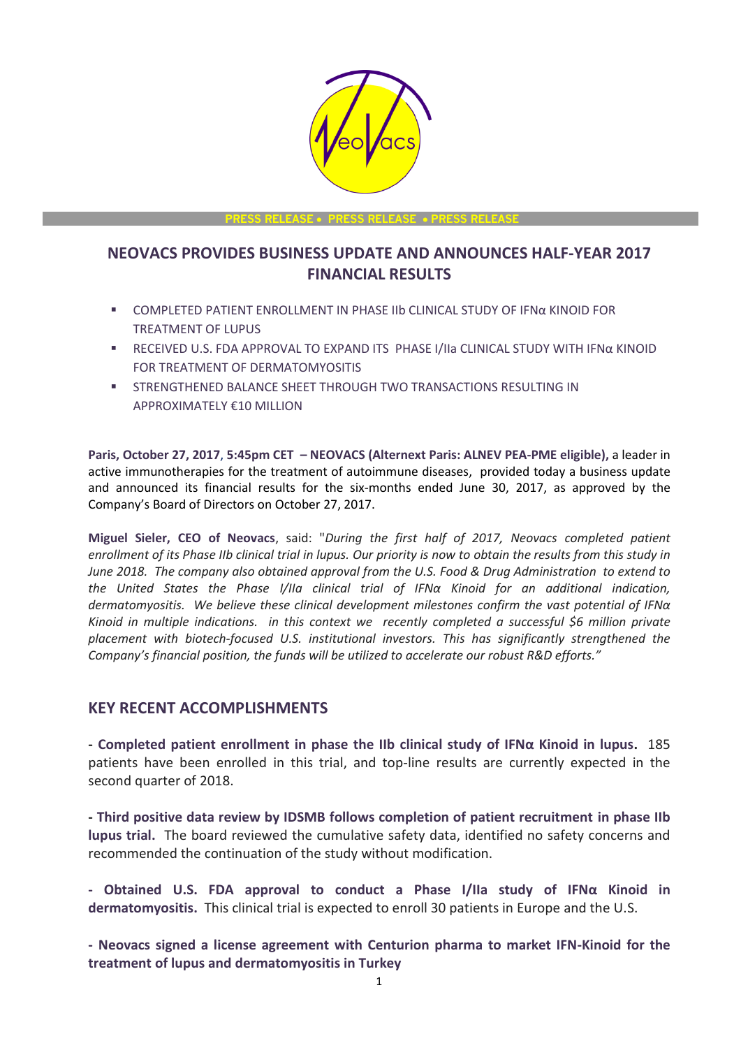PRESS RELEASE • PRESS RELEASE • PRESS RELEASE

# NEOVACS PROVIDES BUSINESS UPDATE AND ANNOUNCES HALF-YEAR 2017 FINANCIAL RESULTS

- COMPLETED PATIENT ENROLLMENT IN PHASE IIb CLINICAL STUDY OF IFNα KINOID FOR TREATMENT OF LUPUS
- RECEIVED U.S. FDA APPROVAL TO EXPAND ITS PHASE I/IIa CLINICAL STUDY WITH IFNα KINOID FOR TREATMENT OF DERMATOMYOSITIS
- STRENGTHENED BALANCE SHEET THROUGH TWO TRANSACTIONS RESULTING IN APPROXIMATELY €10 MILLION

**Paris, October 27, 2017, 5:45pm CET – NEOVACS (Alternext Paris: ALNEV PEA-PME eligible),** a leader in active immunotherapies for the treatment of autoimmune diseases, provided today a business update and announced its financial results for the six-months ended June 30, 2017, as approved by the Company's Board of Directors on October 27, 2017.

**Miguel Sieler, CEO of Neovacs**, said: "*During the first half of 2017, Neovacs completed patient enrollment of its Phase IIb clinical trial in lupus. Our priority is now to obtain the results from this study in June 2018. The company also obtained approval from the U.S. Food & Drug Administration to extend to the United States the Phase I/IIa clinical trial of IFNα Kinoid for an additional indication, dermatomyositis. We believe these clinical development milestones confirm the vast potential of IFNα Kinoid in multiple indications. in this context we recently completed a successful $6 million private placement with biotech-focused U.S. institutional investors. This has significantly strengthened the Company's financial position, the funds will be utilized to accelerate our robust R&D efforts.*"

## KEY RECENT ACCOMPLISHMENTS

**- Completed patient enrollment in phase the IIb clinical study of IFNα Kinoid in lupus.** 185 patients have been enrolled in this trial, and top-line results are currently expected in the second quarter of 2018.

**- Third positive data review by IDSMB follows completion of patient recruitment in phase IIb lupus trial.** The board reviewed the cumulative safety data, identified no safety concerns and recommended the continuation of the study without modification.

**- Obtained U.S. FDA approval to conduct a Phase I/IIa study of IFNα Kinoid in dermatomyositis.** This clinical trial is expected to enroll 30 patients in Europe and the U.S.

**- Neovacs signed a license agreement with Centurion pharma to market IFN-Kinoid for the treatment of lupus and dermatomyositis in Turkey**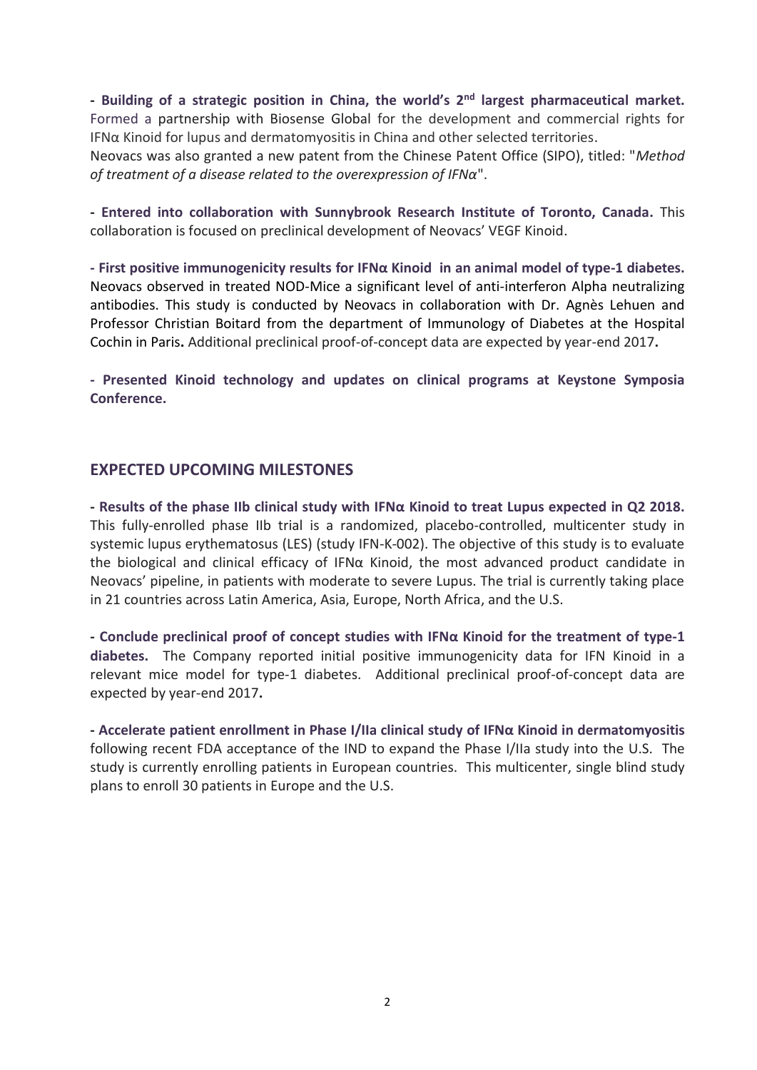**- Building of a strategic position in China, the world's 2[nd] largest pharmaceutical market.** Formed a partnership with Biosense Global for the development and commercial rights for IFNα Kinoid for lupus and dermatomyositis in China and other selected territories.
Neovacs was also granted a new patent from the Chinese Patent Office (SIPO), titled: "*Method of treatment of a disease related to the overexpression of IFNα*".

**- Entered into collaboration with Sunnybrook Research Institute of Toronto, Canada.** This collaboration is focused on preclinical development of Neovacs' VEGF Kinoid.

**- First positive immunogenicity results for IFNα Kinoid in an animal model of type-1 diabetes.** Neovacs observed in treated NOD-Mice a significant level of anti-interferon Alpha neutralizing antibodies. This study is conducted by Neovacs in collaboration with Dr. Agnès Lehuen and Professor Christian Boitard from the department of Immunology of Diabetes at the Hospital Cochin in Paris**.** Additional preclinical proof-of-concept data are expected by year-end 2017**.**

**- Presented Kinoid technology and updates on clinical programs at Keystone Symposia Conference.**

## EXPECTED UPCOMING MILESTONES

**- Results of the phase IIb clinical study with IFNα Kinoid to treat Lupus expected in Q2 2018.** This fully-enrolled phase IIb trial is a randomized, placebo-controlled, multicenter study in systemic lupus erythematosus (LES) (study IFN-K-002). The objective of this study is to evaluate the biological and clinical efficacy of IFNα Kinoid, the most advanced product candidate in Neovacs' pipeline, in patients with moderate to severe Lupus. The trial is currently taking place in 21 countries across Latin America, Asia, Europe, North Africa, and the U.S.

**- Conclude preclinical proof of concept studies with IFNα Kinoid for the treatment of type-1 diabetes.** The Company reported initial positive immunogenicity data for IFN Kinoid in a relevant mice model for type-1 diabetes. Additional preclinical proof-of-concept data are expected by year-end 2017**.**

**- Accelerate patient enrollment in Phase I/IIa clinical study of IFNα Kinoid in dermatomyositis** following recent FDA acceptance of the IND to expand the Phase I/IIa study into the U.S. The study is currently enrolling patients in European countries. This multicenter, single blind study plans to enroll 30 patients in Europe and the U.S.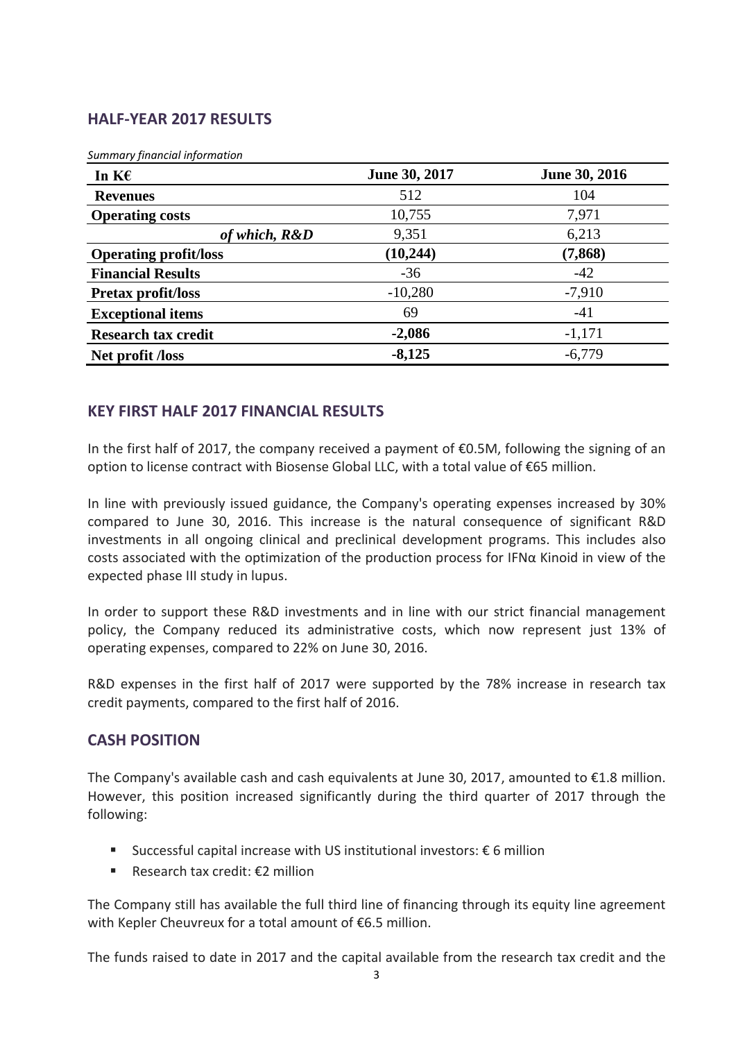## HALF-YEAR 2017 RESULTS

*Summary financial information*

| In K€ | June 30, 2017 | June 30, 2016 |
|---|---|---|
| **Revenues** | 512 | 104 |
| **Operating costs** | 10,755 | 7,971 |
| ***of which, R&D*** | 9,351 | 6,213 |
| **Operating profit/loss** | **(10,244)** | **(7,868)** |
| **Financial Results** | -36 | -42 |
| **Pretax profit/loss** | -10,280 | -7,910 |
| **Exceptional items** | 69 | -41 |
| **Research tax credit** | **-2,086** | -1,171 |
| **Net profit /loss** | **-8,125** | -6,779 |

## KEY FIRST HALF 2017 FINANCIAL RESULTS

In the first half of 2017, the company received a payment of €0.5M, following the signing of an option to license contract with Biosense Global LLC, with a total value of €65 million.

In line with previously issued guidance, the Company's operating expenses increased by 30% compared to June 30, 2016. This increase is the natural consequence of significant R&D investments in all ongoing clinical and preclinical development programs. This includes also costs associated with the optimization of the production process for IFNα Kinoid in view of the expected phase III study in lupus.

In order to support these R&D investments and in line with our strict financial management policy, the Company reduced its administrative costs, which now represent just 13% of operating expenses, compared to 22% on June 30, 2016.

R&D expenses in the first half of 2017 were supported by the 78% increase in research tax credit payments, compared to the first half of 2016.

## CASH POSITION

The Company's available cash and cash equivalents at June 30, 2017, amounted to €1.8 million. However, this position increased significantly during the third quarter of 2017 through the following:

- Successful capital increase with US institutional investors: € 6 million
- Research tax credit: €2 million

The Company still has available the full third line of financing through its equity line agreement with Kepler Cheuvreux for a total amount of €6.5 million.

The funds raised to date in 2017 and the capital available from the research tax credit and the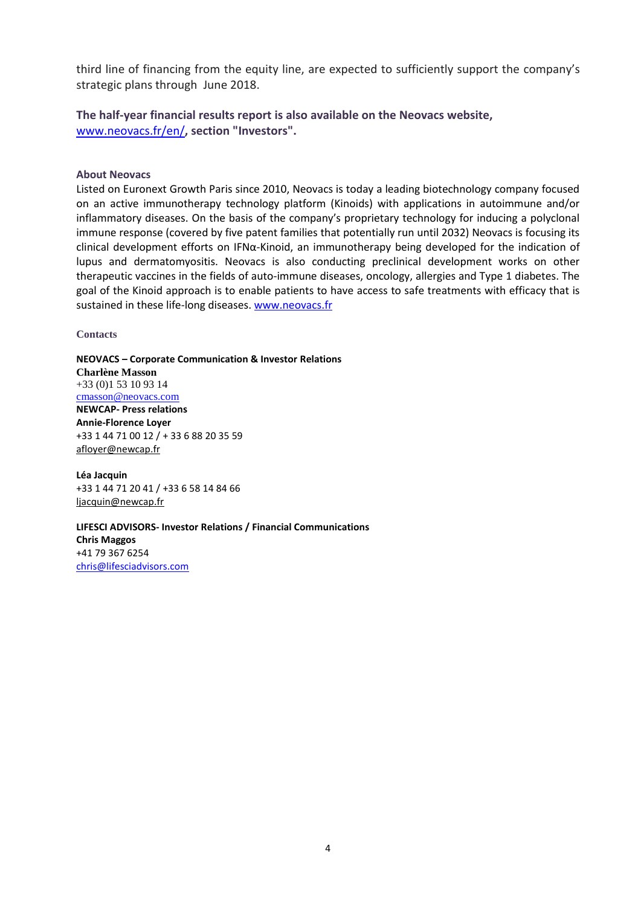third line of financing from the equity line, are expected to sufficiently support the company's strategic plans through June 2018.

**The half-year financial results report is also available on the Neovacs website, [www.neovacs.fr/en/](www.neovacs.fr/en/), section "Investors".**

**About Neovacs**

Listed on Euronext Growth Paris since 2010, Neovacs is today a leading biotechnology company focused on an active immunotherapy technology platform (Kinoids) with applications in autoimmune and/or inflammatory diseases. On the basis of the company's proprietary technology for inducing a polyclonal immune response (covered by five patent families that potentially run until 2032) Neovacs is focusing its clinical development efforts on IFNα-Kinoid, an immunotherapy being developed for the indication of lupus and dermatomyositis. Neovacs is also conducting preclinical development works on other therapeutic vaccines in the fields of auto-immune diseases, oncology, allergies and Type 1 diabetes. The goal of the Kinoid approach is to enable patients to have access to safe treatments with efficacy that is sustained in these life-long diseases. [www.neovacs.fr](www.neovacs.fr)

**Contacts**

**NEOVACS – Corporate Communication & Investor Relations**
**Charlène Masson**
+33 (0)1 53 10 93 14
cmasson@neovacs.com
**NEWCAP- Press relations**
**Annie-Florence Loyer**
+33 1 44 71 00 12 / + 33 6 88 20 35 59
afloyer@newcap.fr

**Léa Jacquin**
+33 1 44 71 20 41 / +33 6 58 14 84 66
ljacquin@newcap.fr

**LIFESCI ADVISORS- Investor Relations / Financial Communications**
**Chris Maggos**
+41 79 367 6254
chris@lifesciadvisors.com